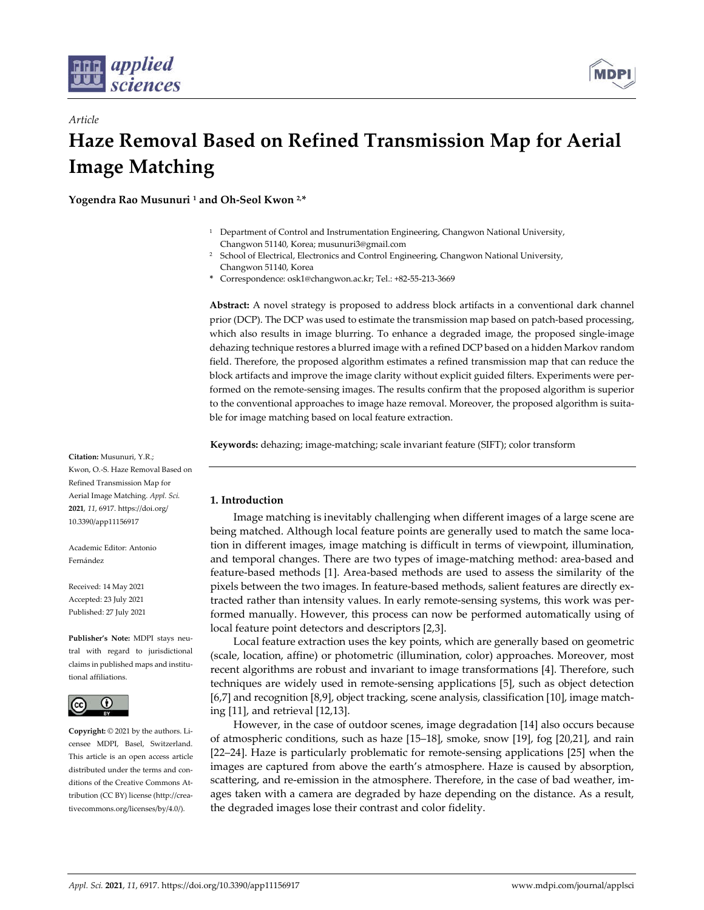*Article*

# Haze Removal Based on Refined Transmission Map for Aerial Image Matching

**Yogendra Rao Musunuri [1] and Oh-Seol Kwon [2,*]**

[1] Department of Control and Instrumentation Engineering, Changwon National University, Changwon 51140, Korea; musunuri3@gmail.com

[2] School of Electrical, Electronics and Control Engineering, Changwon National University, Changwon 51140, Korea

\* Correspondence: osk1@changwon.ac.kr; Tel.: +82-55-213-3669

**Abstract:** A novel strategy is proposed to address block artifacts in a conventional dark channel prior (DCP). The DCP was used to estimate the transmission map based on patch-based processing, which also results in image blurring. To enhance a degraded image, the proposed single-image dehazing technique restores a blurred image with a refined DCP based on a hidden Markov random field. Therefore, the proposed algorithm estimates a refined transmission map that can reduce the block artifacts and improve the image clarity without explicit guided filters. Experiments were performed on the remote-sensing images. The results confirm that the proposed algorithm is superior to the conventional approaches to image haze removal. Moreover, the proposed algorithm is suitable for image matching based on local feature extraction.

**Keywords:** dehazing; image-matching; scale invariant feature (SIFT); color transform

**Citation:** Musunuri, Y.R.; Kwon, O.-S. Haze Removal Based on Refined Transmission Map for Aerial Image Matching. *Appl. Sci.* **2021**, *11*, 6917. https://doi.org/10.3390/app11156917

Academic Editor: Antonio Fernández

Received: 14 May 2021
Accepted: 23 July 2021
Published: 27 July 2021

**Publisher's Note:** MDPI stays neutral with regard to jurisdictional claims in published maps and institutional affiliations.

**Copyright:** © 2021 by the authors. Licensee MDPI, Basel, Switzerland. This article is an open access article distributed under the terms and conditions of the Creative Commons Attribution (CC BY) license (http://creativecommons.org/licenses/by/4.0/).

## 1. Introduction

Image matching is inevitably challenging when different images of a large scene are being matched. Although local feature points are generally used to match the same location in different images, image matching is difficult in terms of viewpoint, illumination, and temporal changes. There are two types of image-matching method: area-based and feature-based methods [1]. Area-based methods are used to assess the similarity of the pixels between the two images. In feature-based methods, salient features are directly extracted rather than intensity values. In early remote-sensing systems, this work was performed manually. However, this process can now be performed automatically using of local feature point detectors and descriptors [2,3].

Local feature extraction uses the key points, which are generally based on geometric (scale, location, affine) or photometric (illumination, color) approaches. Moreover, most recent algorithms are robust and invariant to image transformations [4]. Therefore, such techniques are widely used in remote-sensing applications [5], such as object detection [6,7] and recognition [8,9], object tracking, scene analysis, classification [10], image matching [11], and retrieval [12,13].

However, in the case of outdoor scenes, image degradation [14] also occurs because of atmospheric conditions, such as haze [15–18], smoke, snow [19], fog [20,21], and rain [22–24]. Haze is particularly problematic for remote-sensing applications [25] when the images are captured from above the earth's atmosphere. Haze is caused by absorption, scattering, and re-emission in the atmosphere. Therefore, in the case of bad weather, images taken with a camera are degraded by haze depending on the distance. As a result, the degraded images lose their contrast and color fidelity.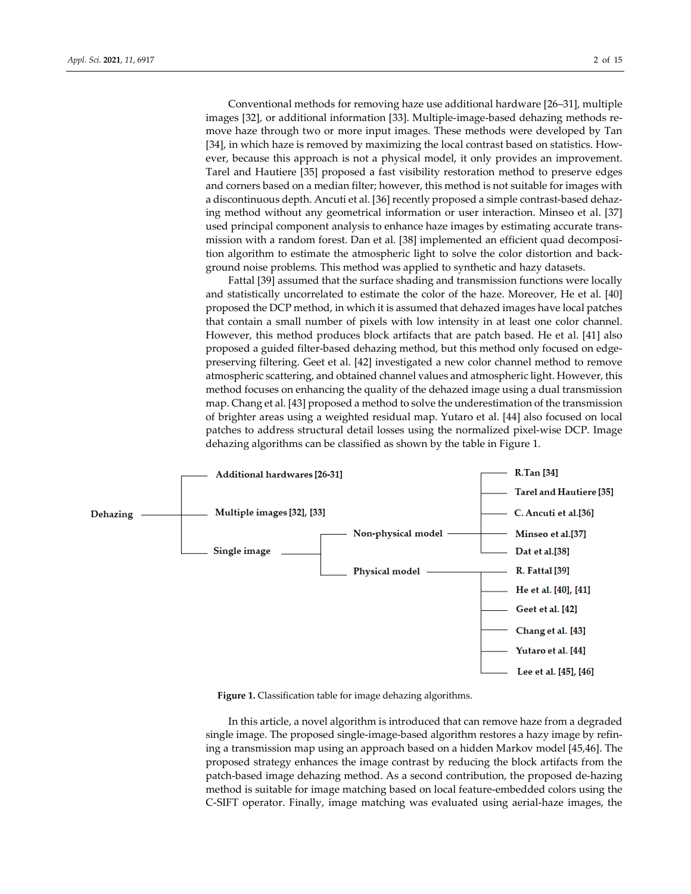Conventional methods for removing haze use additional hardware [26–31], multiple images [32], or additional information [33]. Multiple-image-based dehazing methods remove haze through two or more input images. These methods were developed by Tan [34], in which haze is removed by maximizing the local contrast based on statistics. However, because this approach is not a physical model, it only provides an improvement. Tarel and Hautiere [35] proposed a fast visibility restoration method to preserve edges and corners based on a median filter; however, this method is not suitable for images with a discontinuous depth. Ancuti et al. [36] recently proposed a simple contrast-based dehazing method without any geometrical information or user interaction. Minseo et al. [37] used principal component analysis to enhance haze images by estimating accurate transmission with a random forest. Dan et al. [38] implemented an efficient quad decomposition algorithm to estimate the atmospheric light to solve the color distortion and background noise problems. This method was applied to synthetic and hazy datasets.

Fattal [39] assumed that the surface shading and transmission functions were locally and statistically uncorrelated to estimate the color of the haze. Moreover, He et al. [40] proposed the DCP method, in which it is assumed that dehazed images have local patches that contain a small number of pixels with low intensity in at least one color channel. However, this method produces block artifacts that are patch based. He et al. [41] also proposed a guided filter-based dehazing method, but this method only focused on edge-preserving filtering. Geet et al. [42] investigated a new color channel method to remove atmospheric scattering, and obtained channel values and atmospheric light. However, this method focuses on enhancing the quality of the dehazed image using a dual transmission map. Chang et al. [43] proposed a method to solve the underestimation of the transmission of brighter areas using a weighted residual map. Yutaro et al. [44] also focused on local patches to address structural detail losses using the normalized pixel-wise DCP. Image dehazing algorithms can be classified as shown by the table in Figure 1.

Dehazing
Additional hardwares [26-31]
Multiple images [32], [33]
Single image
Non-physical model
Physical model
R.Tan [34]
Tarel and Hautiere [35]
C. Ancuti et al.[36]
Minseo et al.[37]
Dat et al.[38]
R. Fattal [39]
He et al. [40], [41]
Geet et al. [42]
Chang et al. [43]
Yutaro et al. [44]
Lee et al. [45], [46]

**Figure 1.** Classification table for image dehazing algorithms.

In this article, a novel algorithm is introduced that can remove haze from a degraded single image. The proposed single-image-based algorithm restores a hazy image by refining a transmission map using an approach based on a hidden Markov model [45,46]. The proposed strategy enhances the image contrast by reducing the block artifacts from the patch-based image dehazing method. As a second contribution, the proposed de-hazing method is suitable for image matching based on local feature-embedded colors using the C-SIFT operator. Finally, image matching was evaluated using aerial-haze images, the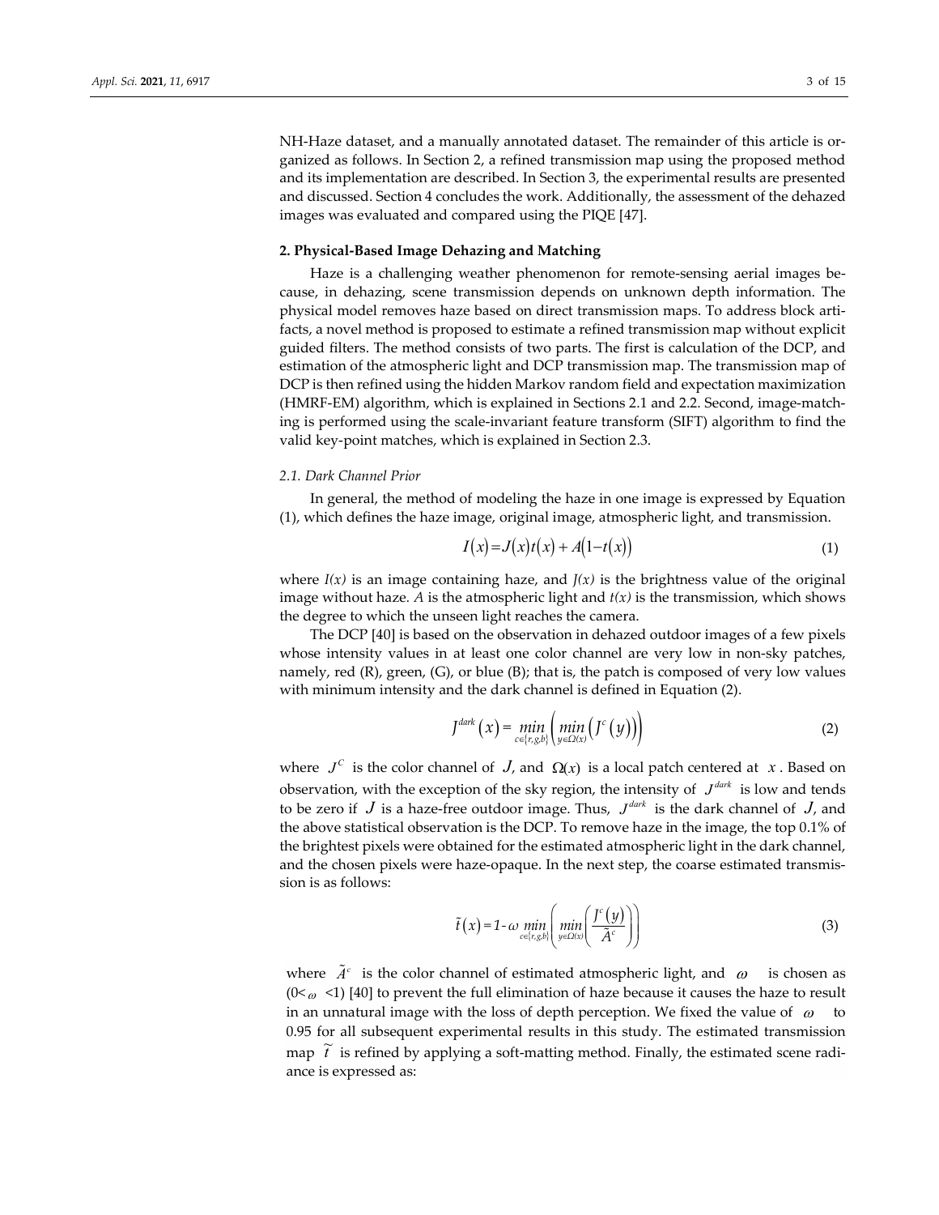NH-Haze dataset, and a manually annotated dataset. The remainder of this article is organized as follows. In Section 2, a refined transmission map using the proposed method and its implementation are described. In Section 3, the experimental results are presented and discussed. Section 4 concludes the work. Additionally, the assessment of the dehazed images was evaluated and compared using the PIQE [47].

## 2. Physical-Based Image Dehazing and Matching

Haze is a challenging weather phenomenon for remote-sensing aerial images because, in dehazing, scene transmission depends on unknown depth information. The physical model removes haze based on direct transmission maps. To address block artifacts, a novel method is proposed to estimate a refined transmission map without explicit guided filters. The method consists of two parts. The first is calculation of the DCP, and estimation of the atmospheric light and DCP transmission map. The transmission map of DCP is then refined using the hidden Markov random field and expectation maximization (HMRF-EM) algorithm, which is explained in Sections 2.1 and 2.2. Second, image-matching is performed using the scale-invariant feature transform (SIFT) algorithm to find the valid key-point matches, which is explained in Section 2.3.

### *2.1. Dark Channel Prior*

In general, the method of modeling the haze in one image is expressed by Equation (1), which defines the haze image, original image, atmospheric light, and transmission.

$$I(x) = J(x)t(x) + A(1 - t(x)) \tag{1}$$

where $I(x)$ is an image containing haze, and $J(x)$ is the brightness value of the original image without haze. $A$ is the atmospheric light and $t(x)$ is the transmission, which shows the degree to which the unseen light reaches the camera.

The DCP [40] is based on the observation in dehazed outdoor images of a few pixels whose intensity values in at least one color channel are very low in non-sky patches, namely, red (R), green, (G), or blue (B); that is, the patch is composed of very low values with minimum intensity and the dark channel is defined in Equation (2).

$$J^{dark}(x) = \min_{c \in \{r,g,b\}} \left( \min_{y \in \Omega(x)} \left( J^c(y) \right) \right) \tag{2}$$

where $J^C$ is the color channel of $J$, and $\Omega(x)$ is a local patch centered at $x$. Based on observation, with the exception of the sky region, the intensity of $J^{dark}$ is low and tends to be zero if $J$ is a haze-free outdoor image. Thus, $J^{dark}$ is the dark channel of $J$, and the above statistical observation is the DCP. To remove haze in the image, the top 0.1% of the brightest pixels were obtained for the estimated atmospheric light in the dark channel, and the chosen pixels were haze-opaque. In the next step, the coarse estimated transmission is as follows:

$$\tilde{t}(x) = 1 - \omega \min_{c \in \{r,g,b\}} \left( \min_{y \in \Omega(x)} \left( \frac{J^c(y)}{\tilde{A}^c} \right) \right) \tag{3}$$

where $\tilde{A}^c$ is the color channel of estimated atmospheric light, and $\omega$ is chosen as ($0 < \omega < 1$) [40] to prevent the full elimination of haze because it causes the haze to result in an unnatural image with the loss of depth perception. We fixed the value of $\omega$ to 0.95 for all subsequent experimental results in this study. The estimated transmission map $\tilde{t}$ is refined by applying a soft-matting method. Finally, the estimated scene radiance is expressed as: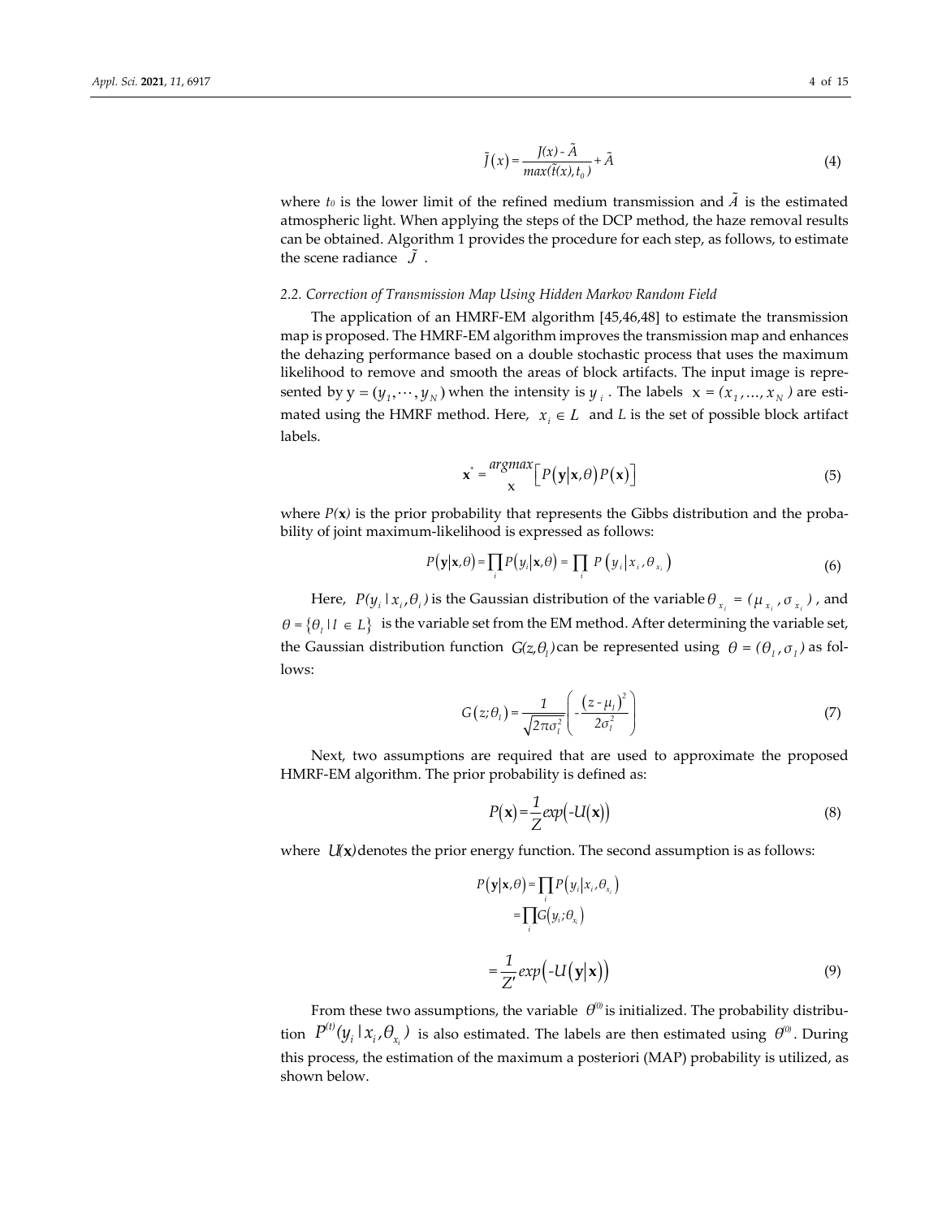$$\tilde{J}(x) = \frac{J(x) - \tilde{A}}{max(\tilde{t}(x), t_0)} + \tilde{A} \tag{4}$$

where $t_0$ is the lower limit of the refined medium transmission and $\tilde{A}$ is the estimated atmospheric light. When applying the steps of the DCP method, the haze removal results can be obtained. Algorithm 1 provides the procedure for each step, as follows, to estimate the scene radiance $\tilde{J}$.

### 2.2. Correction of Transmission Map Using Hidden Markov Random Field

The application of an HMRF-EM algorithm [45,46,48] to estimate the transmission map is proposed. The HMRF-EM algorithm improves the transmission map and enhances the dehazing performance based on a double stochastic process that uses the maximum likelihood to remove and smooth the areas of block artifacts. The input image is represented by $y = (y_1, \cdots, y_N)$ when the intensity is $y_i$. The labels $x = (x_1, \ldots, x_N)$ are estimated using the HMRF method. Here, $x_i \in L$ and $L$ is the set of possible block artifact labels.

$$\mathbf{x}^* = \underset{\mathbf{x}}{argmax}\left[P(\mathbf{y}|\mathbf{x},\theta)P(\mathbf{x})\right] \tag{5}$$

where $P(\mathbf{x})$ is the prior probability that represents the Gibbs distribution and the probability of joint maximum-likelihood is expressed as follows:

$$P(\mathbf{y}|\mathbf{x},\theta) = \prod_i P(y_i|\mathbf{x},\theta) = \prod_i P\left(y_i|x_i, \theta_{x_i}\right) \tag{6}$$

Here, $P(y_i | x_i, \theta_i)$ is the Gaussian distribution of the variable $\theta_{x_i} = (\mu_{x_i}, \sigma_{x_i})$, and $\theta = \{\theta_l | l \in L\}$ is the variable set from the EM method. After determining the variable set, the Gaussian distribution function $G(z, \theta_l)$ can be represented using $\theta = (\theta_l, \sigma_l)$ as follows:

$$G(z;\theta_l) = \frac{1}{\sqrt{2\pi\sigma_l^2}}\left(-\frac{(z-\mu_l)^2}{2\sigma_l^2}\right) \tag{7}$$

Next, two assumptions are required that are used to approximate the proposed HMRF-EM algorithm. The prior probability is defined as:

$$P(\mathbf{x}) = \frac{1}{Z}exp(-U(\mathbf{x})) \tag{8}$$

where $U(\mathbf{x})$ denotes the prior energy function. The second assumption is as follows:

$$\begin{aligned} P(\mathbf{y}|\mathbf{x},\theta) &= \prod_i P\left(y_i|x_i,\theta_{x_i}\right) \\ &= \prod_i G\left(y_i;\theta_{x_i}\right) \\ &= \frac{1}{Z'}exp\left(-U(\mathbf{y}|\mathbf{x})\right) \end{aligned} \tag{9}$$

From these two assumptions, the variable $\theta^{(0)}$ is initialized. The probability distribution $P^{(t)}(y_i | x_i, \theta_{x_i})$ is also estimated. The labels are then estimated using $\theta^{(0)}$. During this process, the estimation of the maximum a posteriori (MAP) probability is utilized, as shown below.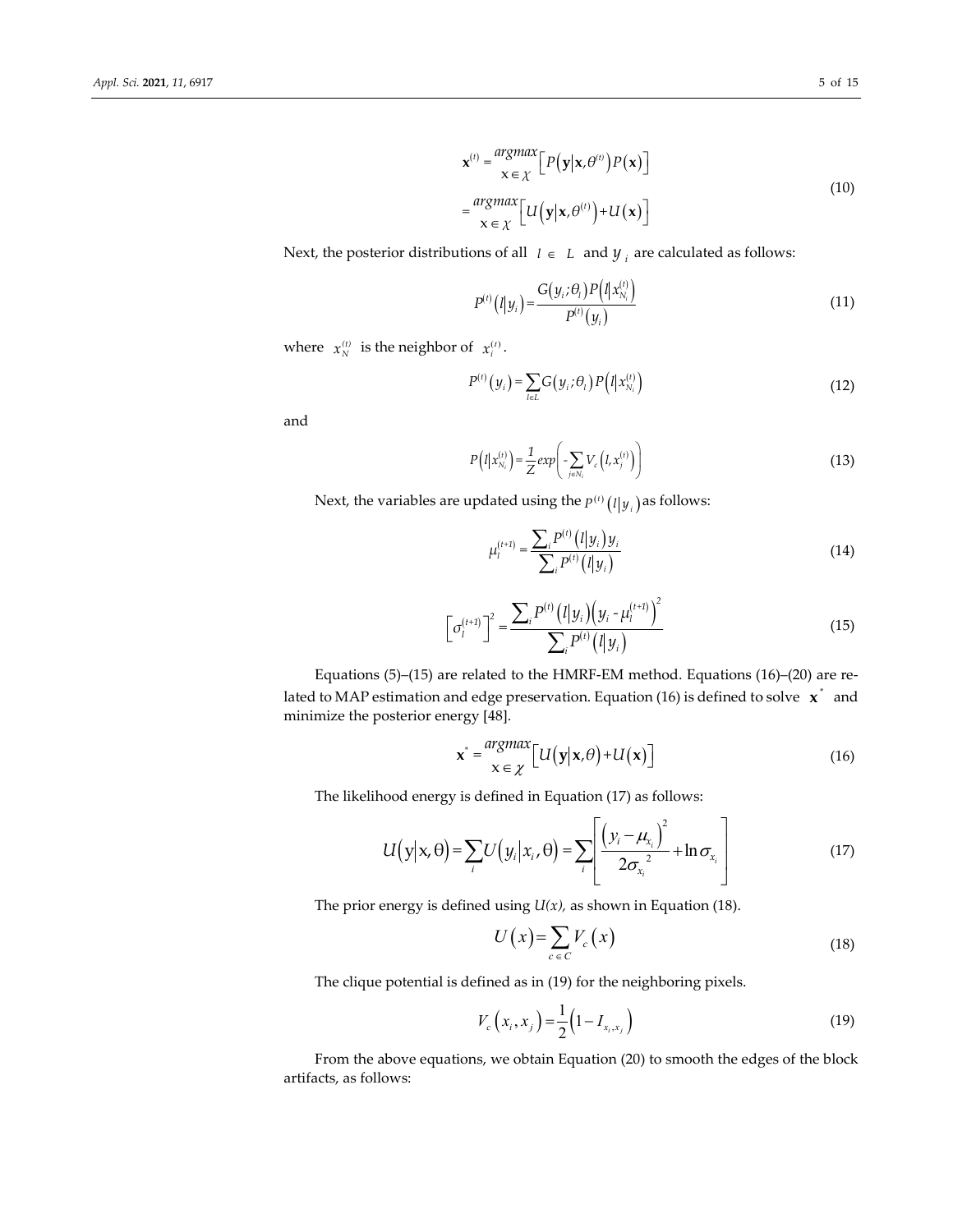$$\mathbf{x}^{(t)} = \underset{\mathrm{x} \in \chi}{argmax}\left[P\left(\mathbf{y}\middle|\mathbf{x},\theta^{(t)}\right)P(\mathbf{x})\right]$$
$$= \underset{\mathrm{x} \in \chi}{argmax}\left[U\left(\mathbf{y}\middle|\mathbf{x},\theta^{(t)}\right)+U(\mathbf{x})\right] \tag{10}$$

Next, the posterior distributions of all $l \in L$ and $y_i$ are calculated as follows:

$$P^{(t)}\left(l\middle|y_i\right) = \frac{G(y_i;\theta_l)P\left(l\middle|x_{N_i}^{(t)}\right)}{P^{(t)}(y_i)} \tag{11}$$

where $x_N^{(t)}$ is the neighbor of $x_i^{(t)}$.

$$P^{(t)}(y_i) = \sum_{l \in L} G(y_i;\theta_l)P\left(l\middle|x_{N_i}^{(t)}\right) \tag{12}$$

and

$$P\left(l\middle|x_{N_i}^{(t)}\right) = \frac{1}{Z}exp\left(-\sum_{j \in N_i} V_c\left(l, x_j^{(t)}\right)\right) \tag{13}$$

Next, the variables are updated using the $P^{(t)}\left(l\middle|y_i\right)$ as follows:

$$\mu_l^{(t+1)} = \frac{\sum_i P^{(t)}\left(l\middle|y_i\right)y_i}{\sum_i P^{(t)}\left(l\middle|y_i\right)} \tag{14}$$

$$\left[\sigma_l^{(t+1)}\right]^2 = \frac{\sum_i P^{(t)}\left(l\middle|y_i\right)\left(y_i - \mu_l^{(t+1)}\right)^2}{\sum_i P^{(t)}\left(l\middle|y_i\right)} \tag{15}$$

Equations (5)–(15) are related to the HMRF-EM method. Equations (16)–(20) are related to MAP estimation and edge preservation. Equation (16) is defined to solve $\mathbf{x}^*$ and minimize the posterior energy [48].

$$\mathbf{x}^* = \underset{\mathrm{x} \in \chi}{argmax}\left[U\left(\mathbf{y}\middle|\mathbf{x},\theta\right)+U(\mathbf{x})\right] \tag{16}$$

The likelihood energy is defined in Equation (17) as follows:

$$U\left(\mathrm{y}\middle|\mathrm{x},\theta\right) = \sum_i U\left(y_i\middle|x_i,\theta\right) = \sum_i \left[\frac{\left(y_i - \mu_{x_i}\right)^2}{2\sigma_{x_i}^{\ 2}} + \ln\sigma_{x_i}\right] \tag{17}$$

The prior energy is defined using *U(x)*, as shown in Equation (18).

$$U(x) = \sum_{c \in C} V_c(x) \tag{18}$$

The clique potential is defined as in (19) for the neighboring pixels.

$$V_c\left(x_i, x_j\right) = \frac{1}{2}\left(1 - I_{x_i,x_j}\right) \tag{19}$$

From the above equations, we obtain Equation (20) to smooth the edges of the block artifacts, as follows: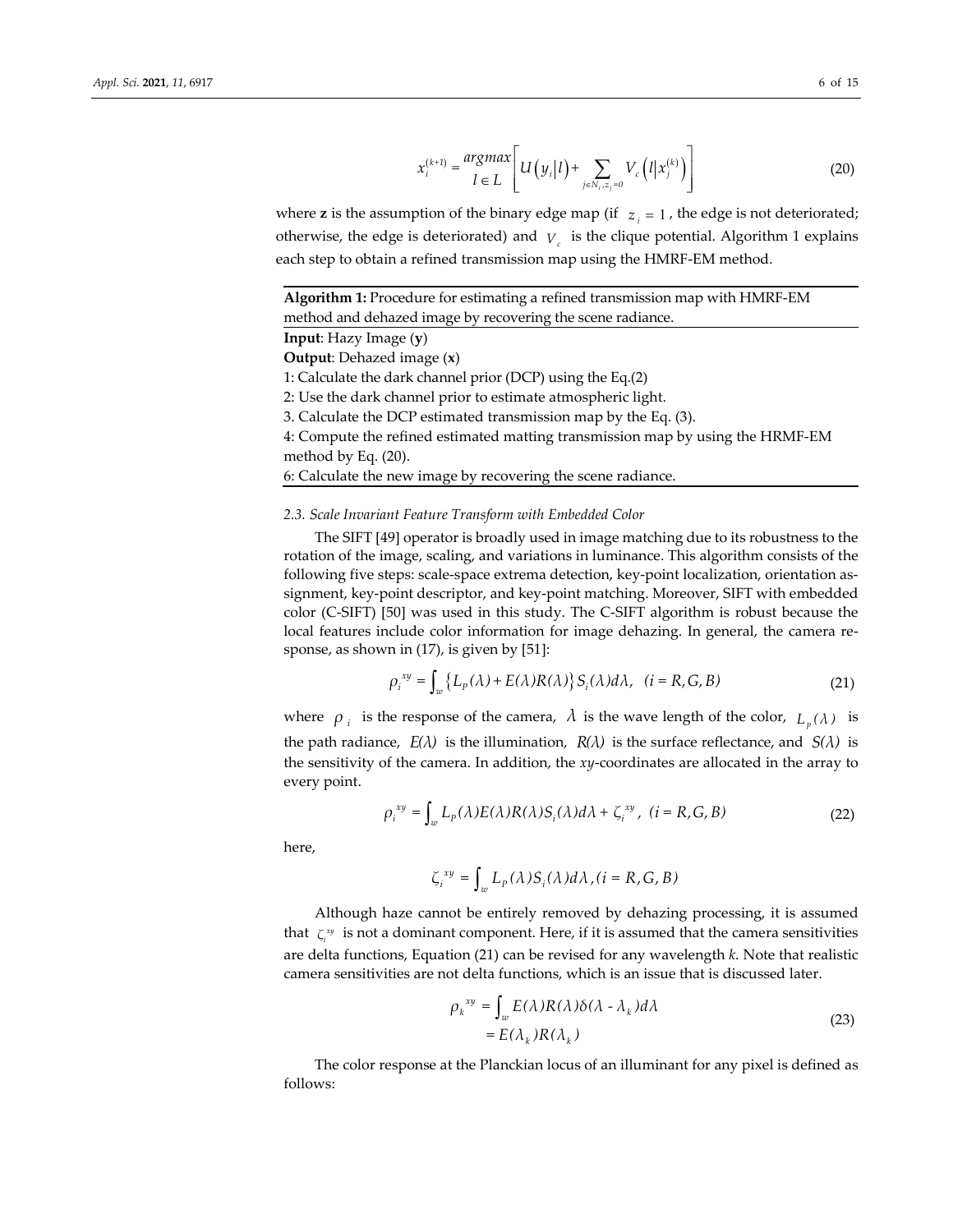$$x_i^{(k+1)} = \underset{l \in L}{argmax} \left[ U\left(y_i \middle| l\right) + \sum_{j \in N_i, z_j = 0} V_c\left(l \middle| x_j^{(k)}\right) \right] \tag{20}$$

where **z** is the assumption of the binary edge map (if $z_i = 1$, the edge is not deteriorated; otherwise, the edge is deteriorated) and $V_c$ is the clique potential. Algorithm 1 explains each step to obtain a refined transmission map using the HMRF-EM method.

**Algorithm 1:** Procedure for estimating a refined transmission map with HMRF-EM method and dehazed image by recovering the scene radiance.

**Input**: Hazy Image (**y**)

**Output**: Dehazed image (**x**)

1: Calculate the dark channel prior (DCP) using the Eq.(2)

2: Use the dark channel prior to estimate atmospheric light.

3. Calculate the DCP estimated transmission map by the Eq. (3).

4: Compute the refined estimated matting transmission map by using the HRMF-EM method by Eq. (20).

6: Calculate the new image by recovering the scene radiance.

### 2.3. Scale Invariant Feature Transform with Embedded Color

The SIFT [49] operator is broadly used in image matching due to its robustness to the rotation of the image, scaling, and variations in luminance. This algorithm consists of the following five steps: scale-space extrema detection, key-point localization, orientation assignment, key-point descriptor, and key-point matching. Moreover, SIFT with embedded color (C-SIFT) [50] was used in this study. The C-SIFT algorithm is robust because the local features include color information for image dehazing. In general, the camera response, as shown in (17), is given by [51]:

$$\rho_i^{xy} = \int_w \left\{ L_P(\lambda) + E(\lambda)R(\lambda) \right\} S_i(\lambda) d\lambda, \quad (i = R, G, B) \tag{21}$$

where $\rho_i$ is the response of the camera, $\lambda$ is the wave length of the color, $L_p(\lambda)$ is the path radiance, $E(\lambda)$ is the illumination, $R(\lambda)$ is the surface reflectance, and $S(\lambda)$ is the sensitivity of the camera. In addition, the *xy*-coordinates are allocated in the array to every point.

$$\rho_i^{xy} = \int_w L_P(\lambda)E(\lambda)R(\lambda)S_i(\lambda)d\lambda + \zeta_i^{xy}, \quad (i = R, G, B) \tag{22}$$

here,

$$\zeta_i^{xy} = \int_w L_P(\lambda)S_i(\lambda)d\lambda, (i = R, G, B)$$

Although haze cannot be entirely removed by dehazing processing, it is assumed that $\zeta_i^{xy}$ is not a dominant component. Here, if it is assumed that the camera sensitivities are delta functions, Equation (21) can be revised for any wavelength *k*. Note that realistic camera sensitivities are not delta functions, which is an issue that is discussed later.

$$\begin{aligned} \rho_k^{xy} &= \int_w E(\lambda)R(\lambda)\delta(\lambda - \lambda_k)d\lambda \\ &= E(\lambda_k)R(\lambda_k) \end{aligned} \tag{23}$$

The color response at the Planckian locus of an illuminant for any pixel is defined as follows: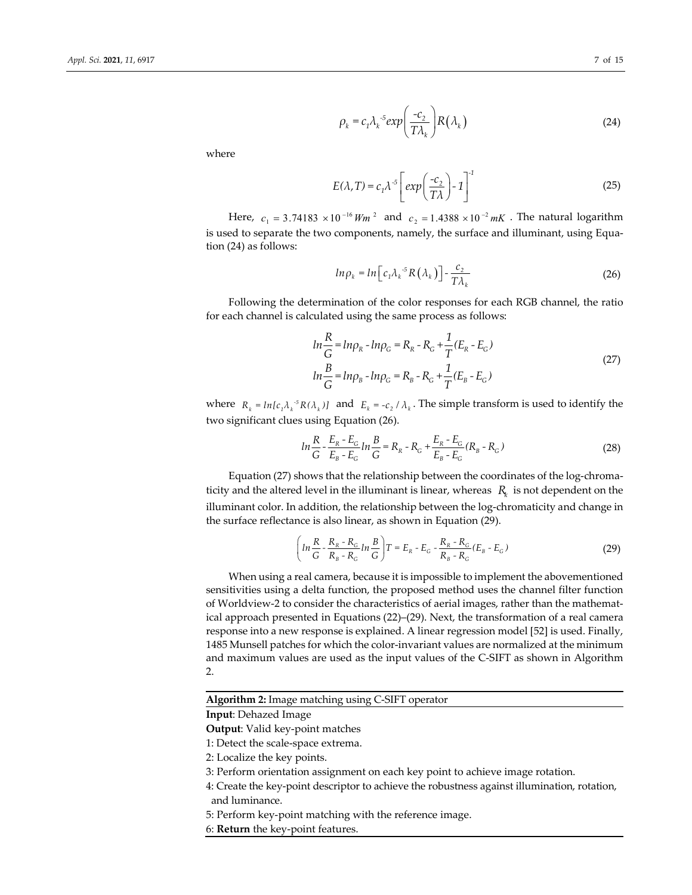$$\rho_k = c_1 \lambda_k^{-5} exp\left(\frac{-c_2}{T\lambda_k}\right) R\left(\lambda_k\right) \tag{24}$$

where

$$E(\lambda, T) = c_1 \lambda^{-5}\left[exp\left(\frac{-c_2}{T\lambda}\right) - 1\right]^{-1} \tag{25}$$

Here, $c_1 = 3.74183 \times 10^{-16} Wm^2$ and $c_2 = 1.4388 \times 10^{-2} mK$. The natural logarithm is used to separate the two components, namely, the surface and illuminant, using Equation (24) as follows:

$$ln\rho_k = ln\left[c_1 \lambda_k^{-5} R\left(\lambda_k\right)\right] - \frac{c_2}{T\lambda_k} \tag{26}$$

Following the determination of the color responses for each RGB channel, the ratio for each channel is calculated using the same process as follows:

$$\begin{aligned} ln\frac{R}{G} &= ln\rho_R - ln\rho_G = R_R - R_G + \frac{1}{T}(E_R - E_G) \\ ln\frac{B}{G} &= ln\rho_B - ln\rho_G = R_B - R_G + \frac{1}{T}(E_B - E_G) \end{aligned} \tag{27}$$

where $R_k = ln[c_1 \lambda_k^{-5} R(\lambda_k)]$ and $E_k = -c_2 / \lambda_k$. The simple transform is used to identify the two significant clues using Equation (26).

$$ln\frac{R}{G} - \frac{E_R - E_G}{E_B - E_G} ln\frac{B}{G} = R_R - R_G + \frac{E_R - E_G}{E_B - E_G}(R_B - R_G) \tag{28}$$

Equation (27) shows that the relationship between the coordinates of the log-chromaticity and the altered level in the illuminant is linear, whereas $R_k$ is not dependent on the illuminant color. In addition, the relationship between the log-chromaticity and change in the surface reflectance is also linear, as shown in Equation (29).

$$\left(ln\frac{R}{G} - \frac{R_R - R_G}{R_B - R_G} ln\frac{B}{G}\right) T = E_R - E_G - \frac{R_R - R_G}{R_B - R_G}(E_B - E_G) \tag{29}$$

When using a real camera, because it is impossible to implement the abovementioned sensitivities using a delta function, the proposed method uses the channel filter function of Worldview-2 to consider the characteristics of aerial images, rather than the mathematical approach presented in Equations (22)–(29). Next, the transformation of a real camera response into a new response is explained. A linear regression model [52] is used. Finally, 1485 Munsell patches for which the color-invariant values are normalized at the minimum and maximum values are used as the input values of the C-SIFT as shown in Algorithm 2.

**Algorithm 2:** Image matching using C-SIFT operator

**Input**: Dehazed Image

**Output**: Valid key-point matches

1: Detect the scale-space extrema.

2: Localize the key points.

3: Perform orientation assignment on each key point to achieve image rotation.

4: Create the key-point descriptor to achieve the robustness against illumination, rotation, and luminance.

5: Perform key-point matching with the reference image.

6: **Return** the key-point features.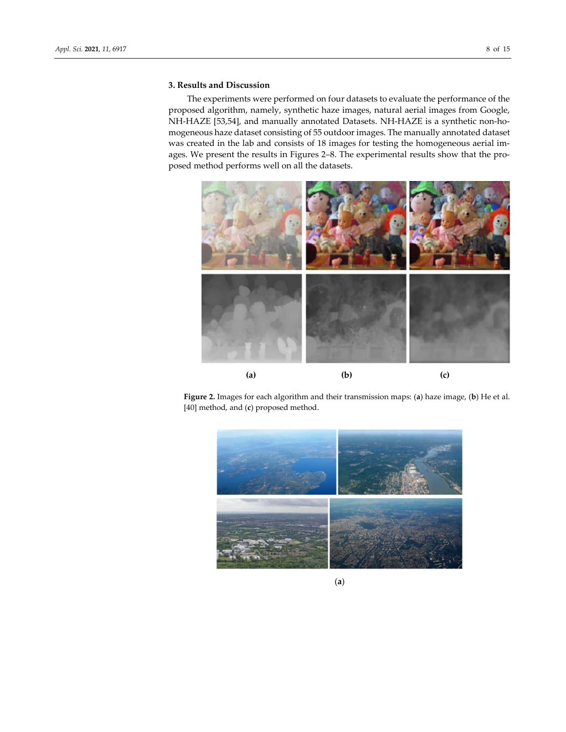## 3. Results and Discussion

The experiments were performed on four datasets to evaluate the performance of the proposed algorithm, namely, synthetic haze images, natural aerial images from Google, NH-HAZE [53,54], and manually annotated Datasets. NH-HAZE is a synthetic non-homogeneous haze dataset consisting of 55 outdoor images. The manually annotated dataset was created in the lab and consists of 18 images for testing the homogeneous aerial images. We present the results in Figures 2–8. The experimental results show that the proposed method performs well on all the datasets.

(a) (b) (c)

**Figure 2.** Images for each algorithm and their transmission maps: (**a**) haze image, (**b**) He et al. [40] method, and (**c**) proposed method.

(**a**)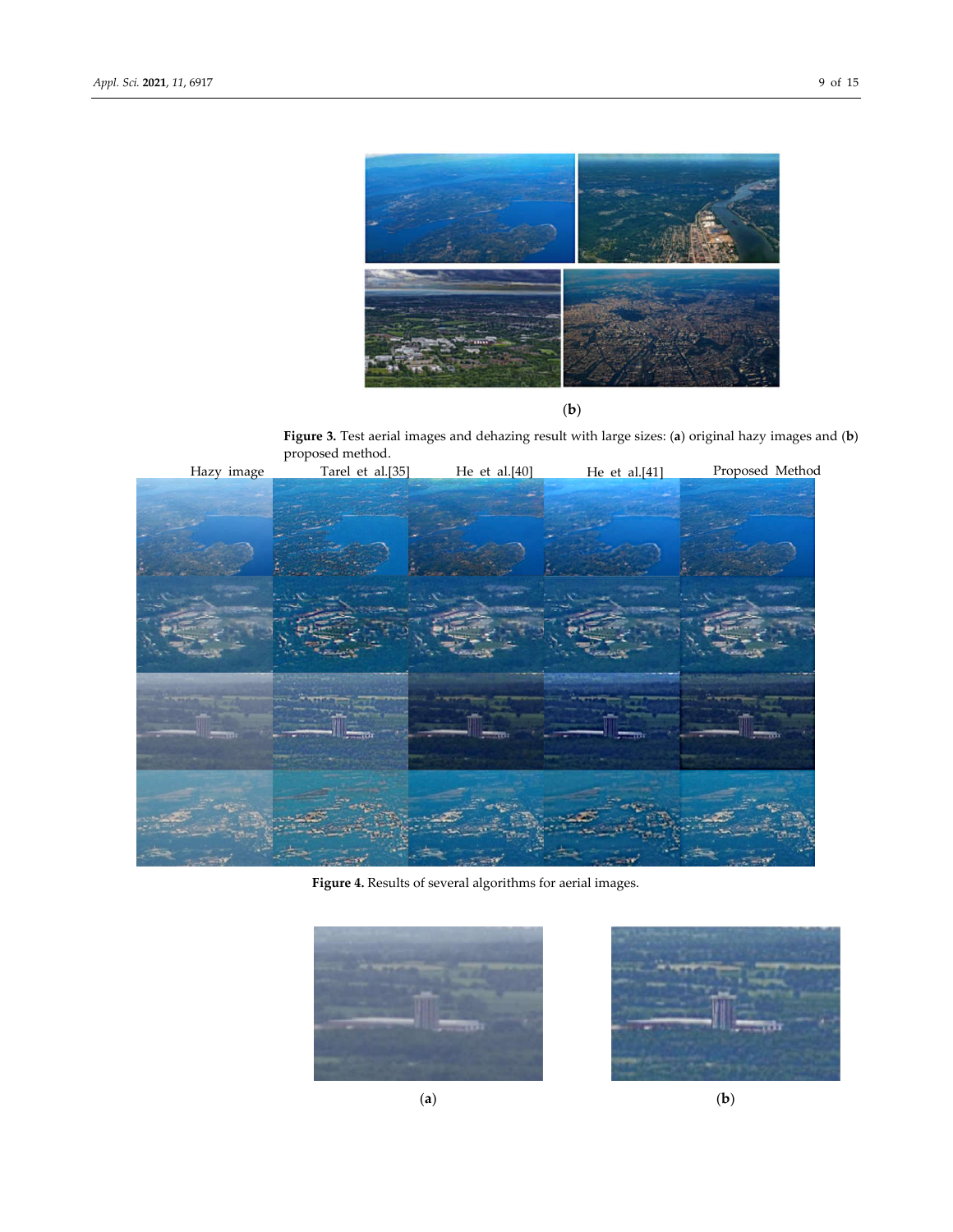(**b**)

**Figure 3.** Test aerial images and dehazing result with large sizes: (**a**) original hazy images and (**b**) proposed method.

Hazy image

Tarel et al.[35]

He et al.[40]

He et al.[41]

Proposed Method

**Figure 4.** Results of several algorithms for aerial images.

(**a**)

(**b**)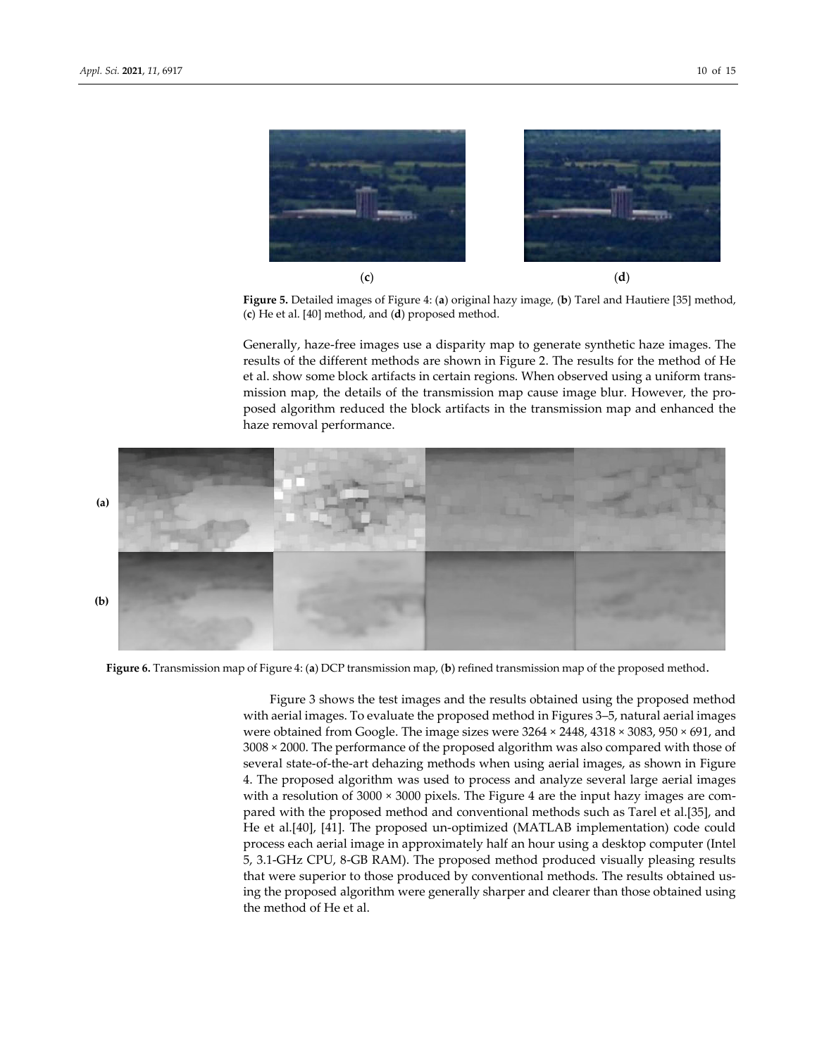(**c**) (**d**)

**Figure 5.** Detailed images of Figure 4: (**a**) original hazy image, (**b**) Tarel and Hautiere [35] method, (**c**) He et al. [40] method, and (**d**) proposed method.

Generally, haze-free images use a disparity map to generate synthetic haze images. The results of the different methods are shown in Figure 2. The results for the method of He et al. show some block artifacts in certain regions. When observed using a uniform transmission map, the details of the transmission map cause image blur. However, the proposed algorithm reduced the block artifacts in the transmission map and enhanced the haze removal performance.

(a)

(b)

**Figure 6.** Transmission map of Figure 4: (**a**) DCP transmission map, (**b**) refined transmission map of the proposed method.

Figure 3 shows the test images and the results obtained using the proposed method with aerial images. To evaluate the proposed method in Figures 3–5, natural aerial images were obtained from Google. The image sizes were 3264 × 2448, 4318 × 3083, 950 × 691, and 3008 × 2000. The performance of the proposed algorithm was also compared with those of several state-of-the-art dehazing methods when using aerial images, as shown in Figure 4. The proposed algorithm was used to process and analyze several large aerial images with a resolution of 3000 × 3000 pixels. The Figure 4 are the input hazy images are compared with the proposed method and conventional methods such as Tarel et al.[35], and He et al.[40], [41]. The proposed un-optimized (MATLAB implementation) code could process each aerial image in approximately half an hour using a desktop computer (Intel 5, 3.1-GHz CPU, 8-GB RAM). The proposed method produced visually pleasing results that were superior to those produced by conventional methods. The results obtained using the proposed algorithm were generally sharper and clearer than those obtained using the method of He et al.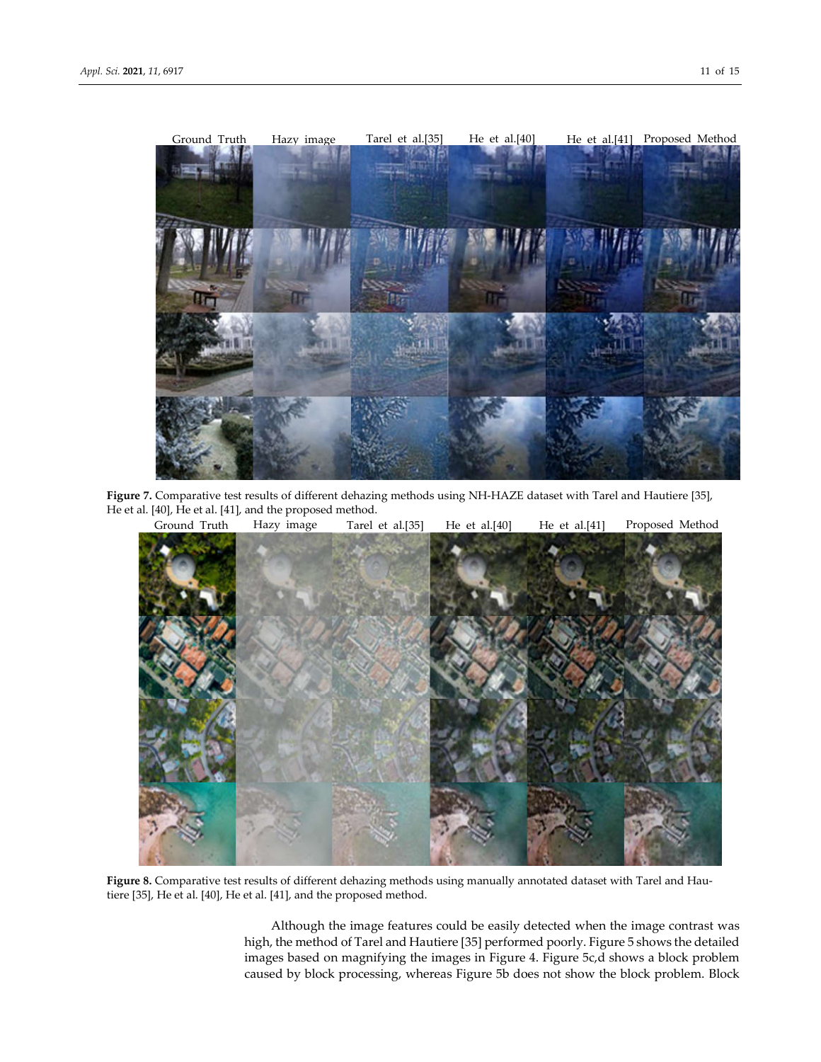Ground Truth Hazy image Tarel et al.[35] He et al.[40] He et al.[41] Proposed Method

**Figure 7.** Comparative test results of different dehazing methods using NH-HAZE dataset with Tarel and Hautiere [35], He et al. [40], He et al. [41], and the proposed method.

Ground Truth Hazy image Tarel et al.[35] He et al.[40] He et al.[41] Proposed Method

**Figure 8.** Comparative test results of different dehazing methods using manually annotated dataset with Tarel and Hautiere [35], He et al. [40], He et al. [41], and the proposed method.

Although the image features could be easily detected when the image contrast was high, the method of Tarel and Hautiere [35] performed poorly. Figure 5 shows the detailed images based on magnifying the images in Figure 4. Figure 5c,d shows a block problem caused by block processing, whereas Figure 5b does not show the block problem. Block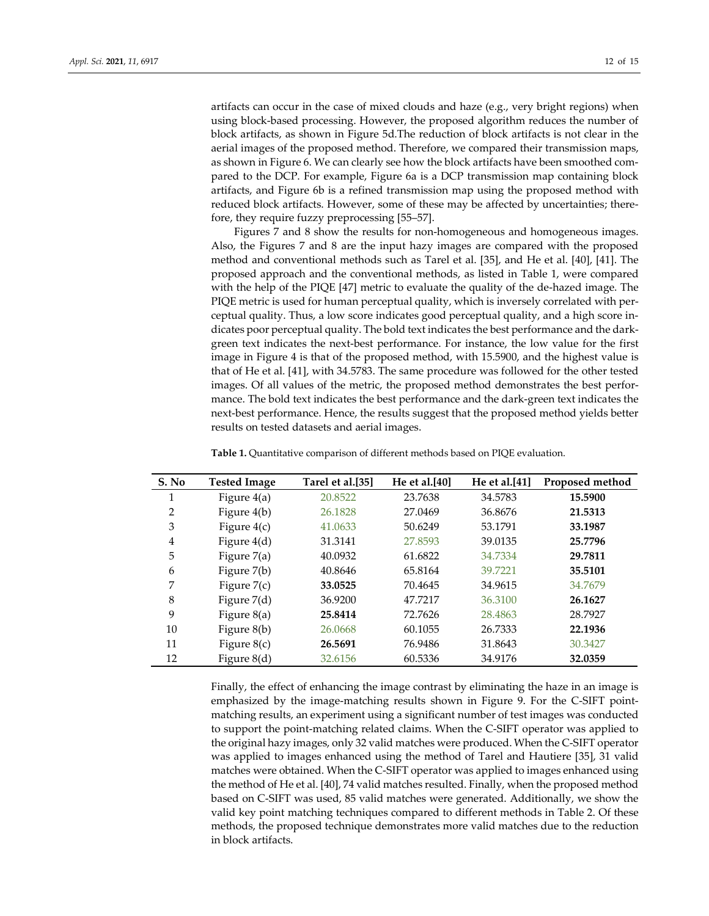artifacts can occur in the case of mixed clouds and haze (e.g., very bright regions) when using block-based processing. However, the proposed algorithm reduces the number of block artifacts, as shown in Figure 5d.The reduction of block artifacts is not clear in the aerial images of the proposed method. Therefore, we compared their transmission maps, as shown in Figure 6. We can clearly see how the block artifacts have been smoothed compared to the DCP. For example, Figure 6a is a DCP transmission map containing block artifacts, and Figure 6b is a refined transmission map using the proposed method with reduced block artifacts. However, some of these may be affected by uncertainties; therefore, they require fuzzy preprocessing [55–57].

Figures 7 and 8 show the results for non-homogeneous and homogeneous images. Also, the Figures 7 and 8 are the input hazy images are compared with the proposed method and conventional methods such as Tarel et al. [35], and He et al. [40], [41]. The proposed approach and the conventional methods, as listed in Table 1, were compared with the help of the PIQE [47] metric to evaluate the quality of the de-hazed image. The PIQE metric is used for human perceptual quality, which is inversely correlated with perceptual quality. Thus, a low score indicates good perceptual quality, and a high score indicates poor perceptual quality. The bold text indicates the best performance and the dark-green text indicates the next-best performance. For instance, the low value for the first image in Figure 4 is that of the proposed method, with 15.5900, and the highest value is that of He et al. [41], with 34.5783. The same procedure was followed for the other tested images. Of all values of the metric, the proposed method demonstrates the best performance. The bold text indicates the best performance and the dark-green text indicates the next-best performance. Hence, the results suggest that the proposed method yields better results on tested datasets and aerial images.

**Table 1.** Quantitative comparison of different methods based on PIQE evaluation.

| S. No | Tested Image | Tarel et al.[35] | He et al.[40] | He et al.[41] | Proposed method |
|---|---|---|---|---|---|
| 1 | Figure 4(a) | 20.8522 | 23.7638 | 34.5783 | **15.5900** |
| 2 | Figure 4(b) | 26.1828 | 27.0469 | 36.8676 | **21.5313** |
| 3 | Figure 4(c) | 41.0633 | 50.6249 | 53.1791 | **33.1987** |
| 4 | Figure 4(d) | 31.3141 | 27.8593 | 39.0135 | **25.7796** |
| 5 | Figure 7(a) | 40.0932 | 61.6822 | 34.7334 | **29.7811** |
| 6 | Figure 7(b) | 40.8646 | 65.8164 | 39.7221 | **35.5101** |
| 7 | Figure 7(c) | **33.0525** | 70.4645 | 34.9615 | 34.7679 |
| 8 | Figure 7(d) | 36.9200 | 47.7217 | 36.3100 | **26.1627** |
| 9 | Figure 8(a) | **25.8414** | 72.7626 | 28.4863 | 28.7927 |
| 10 | Figure 8(b) | 26.0668 | 60.1055 | 26.7333 | **22.1936** |
| 11 | Figure 8(c) | **26.5691** | 76.9486 | 31.8643 | 30.3427 |
| 12 | Figure 8(d) | 32.6156 | 60.5336 | 34.9176 | **32.0359** |

Finally, the effect of enhancing the image contrast by eliminating the haze in an image is emphasized by the image-matching results shown in Figure 9. For the C-SIFT point-matching results, an experiment using a significant number of test images was conducted to support the point-matching related claims. When the C-SIFT operator was applied to the original hazy images, only 32 valid matches were produced. When the C-SIFT operator was applied to images enhanced using the method of Tarel and Hautiere [35], 31 valid matches were obtained. When the C-SIFT operator was applied to images enhanced using the method of He et al. [40], 74 valid matches resulted. Finally, when the proposed method based on C-SIFT was used, 85 valid matches were generated. Additionally, we show the valid key point matching techniques compared to different methods in Table 2. Of these methods, the proposed technique demonstrates more valid matches due to the reduction in block artifacts.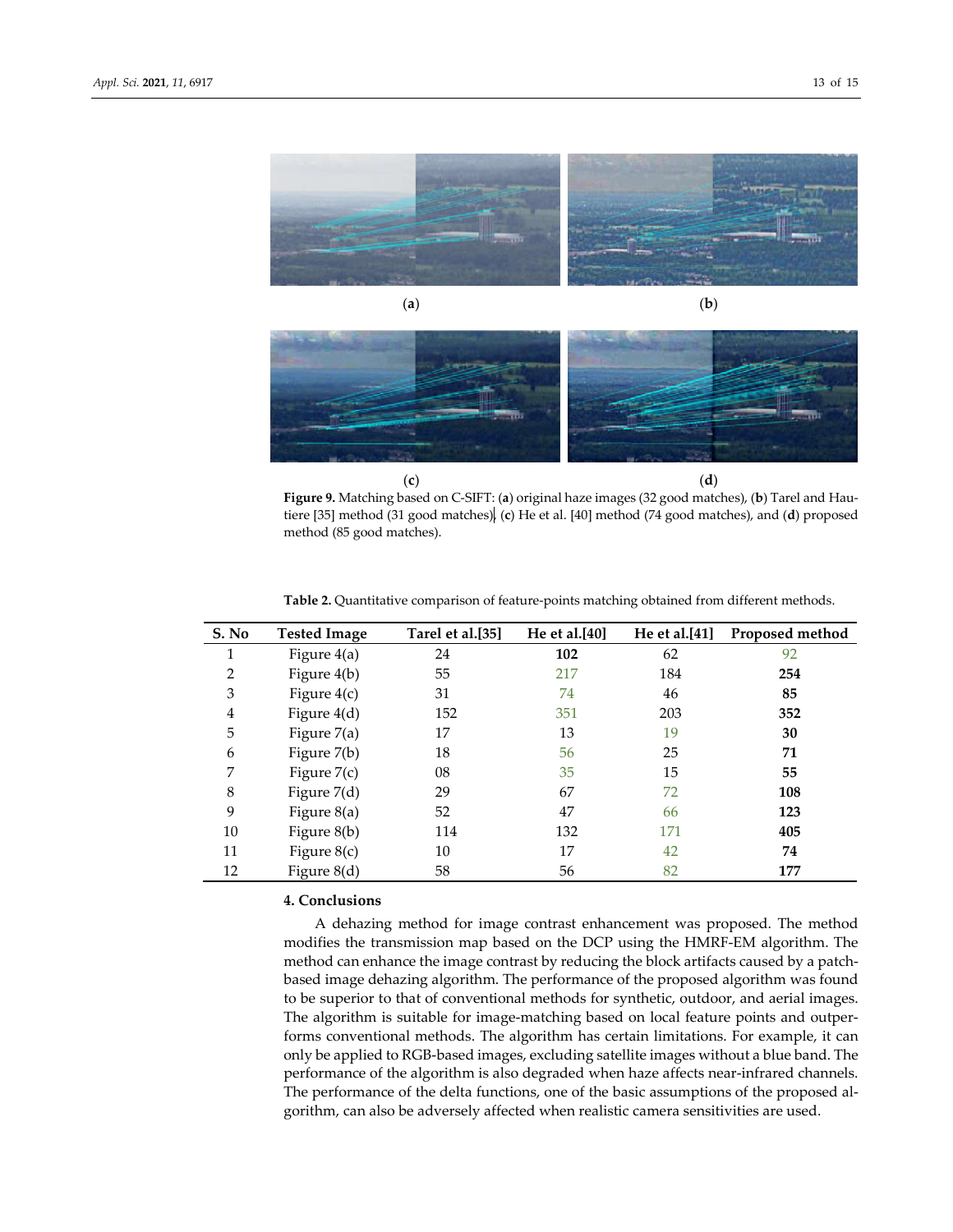(**a**) (**b**)

(**c**) (**d**)

**Figure 9.** Matching based on C-SIFT: (**a**) original haze images (32 good matches), (**b**) Tarel and Hautiere [35] method (31 good matches), (**c**) He et al. [40] method (74 good matches), and (**d**) proposed method (85 good matches).

**Table 2.** Quantitative comparison of feature-points matching obtained from different methods.

| S. No | Tested Image | Tarel et al.[35] | He et al.[40] | He et al.[41] | Proposed method |
|---|---|---|---|---|---|
| 1 | Figure 4(a) | 24 | **102** | 62 | 92 |
| 2 | Figure 4(b) | 55 | 217 | 184 | **254** |
| 3 | Figure 4(c) | 31 | 74 | 46 | **85** |
| 4 | Figure 4(d) | 152 | 351 | 203 | **352** |
| 5 | Figure 7(a) | 17 | 13 | 19 | **30** |
| 6 | Figure 7(b) | 18 | 56 | 25 | **71** |
| 7 | Figure 7(c) | 08 | 35 | 15 | **55** |
| 8 | Figure 7(d) | 29 | 67 | 72 | **108** |
| 9 | Figure 8(a) | 52 | 47 | 66 | **123** |
| 10 | Figure 8(b) | 114 | 132 | 171 | **405** |
| 11 | Figure 8(c) | 10 | 17 | 42 | **74** |
| 12 | Figure 8(d) | 58 | 56 | 82 | **177** |

## 4. Conclusions

A dehazing method for image contrast enhancement was proposed. The method modifies the transmission map based on the DCP using the HMRF-EM algorithm. The method can enhance the image contrast by reducing the block artifacts caused by a patch-based image dehazing algorithm. The performance of the proposed algorithm was found to be superior to that of conventional methods for synthetic, outdoor, and aerial images. The algorithm is suitable for image-matching based on local feature points and outperforms conventional methods. The algorithm has certain limitations. For example, it can only be applied to RGB-based images, excluding satellite images without a blue band. The performance of the algorithm is also degraded when haze affects near-infrared channels. The performance of the delta functions, one of the basic assumptions of the proposed algorithm, can also be adversely affected when realistic camera sensitivities are used.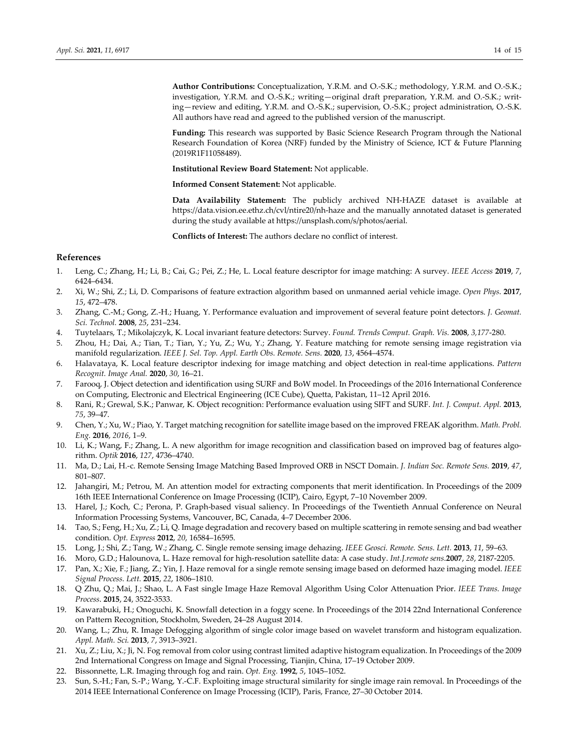**Author Contributions:** Conceptualization, Y.R.M. and O.-S.K.; methodology, Y.R.M. and O.-S.K.; investigation, Y.R.M. and O.-S.K.; writing—original draft preparation, Y.R.M. and O.-S.K.; writing—review and editing, Y.R.M. and O.-S.K.; supervision, O.-S.K.; project administration, O.-S.K. All authors have read and agreed to the published version of the manuscript.

**Funding:** This research was supported by Basic Science Research Program through the National Research Foundation of Korea (NRF) funded by the Ministry of Science, ICT & Future Planning (2019R1F11058489).

**Institutional Review Board Statement:** Not applicable.

**Informed Consent Statement:** Not applicable.

**Data Availability Statement:** The publicly archived NH-HAZE dataset is available at https://data.vision.ee.ethz.ch/cvl/ntire20/nh-haze and the manually annotated dataset is generated during the study available at https://unsplash.com/s/photos/aerial.

**Conflicts of Interest:** The authors declare no conflict of interest.

## References

1. Leng, C.; Zhang, H.; Li, B.; Cai, G.; Pei, Z.; He, L. Local feature descriptor for image matching: A survey. *IEEE Access* **2019**, *7*, 6424–6434.
2. Xi, W.; Shi, Z.; Li, D. Comparisons of feature extraction algorithm based on unmanned aerial vehicle image. *Open Phys.* **2017**, *15*, 472–478.
3. Zhang, C.-M.; Gong, Z.-H.; Huang, Y. Performance evaluation and improvement of several feature point detectors. *J. Geomat. Sci. Technol.* **2008**, *25*, 231–234.
4. Tuytelaars, T.; Mikolajczyk, K. Local invariant feature detectors: Survey. *Found. Trends Comput. Graph. Vis.* **2008**, *3,177*-280.
5. Zhou, H.; Dai, A.; Tian, T.; Tian, Y.; Yu, Z.; Wu, Y.; Zhang, Y. Feature matching for remote sensing image registration via manifold regularization. *IEEE J. Sel. Top. Appl. Earth Obs. Remote. Sens.* **2020**, *13*, 4564–4574.
6. Halavataya, K. Local feature descriptor indexing for image matching and object detection in real-time applications. *Pattern Recognit. Image Anal.* **2020**, *30*, 16–21.
7. Farooq, J. Object detection and identification using SURF and BoW model. In Proceedings of the 2016 International Conference on Computing, Electronic and Electrical Engineering (ICE Cube), Quetta, Pakistan, 11–12 April 2016.
8. Rani, R.; Grewal, S.K.; Panwar, K. Object recognition: Performance evaluation using SIFT and SURF. *Int. J. Comput. Appl.* **2013**, *75*, 39–47.
9. Chen, Y.; Xu, W.; Piao, Y. Target matching recognition for satellite image based on the improved FREAK algorithm. *Math. Probl. Eng.* **2016**, *2016*, 1–9.
10. Li, K.; Wang, F.; Zhang, L. A new algorithm for image recognition and classification based on improved bag of features algorithm. *Optik* **2016**, *127*, 4736–4740.
11. Ma, D.; Lai, H.-c. Remote Sensing Image Matching Based Improved ORB in NSCT Domain. *J. Indian Soc. Remote Sens.* **2019**, *47*, 801–807.
12. Jahangiri, M.; Petrou, M. An attention model for extracting components that merit identification. In Proceedings of the 2009 16th IEEE International Conference on Image Processing (ICIP), Cairo, Egypt, 7–10 November 2009.
13. Harel, J.; Koch, C.; Perona, P. Graph-based visual saliency. In Proceedings of the Twentieth Annual Conference on Neural Information Processing Systems, Vancouver, BC, Canada, 4–7 December 2006.
14. Tao, S.; Feng, H.; Xu, Z.; Li, Q. Image degradation and recovery based on multiple scattering in remote sensing and bad weather condition. *Opt. Express* **2012**, *20*, 16584–16595.
15. Long, J.; Shi, Z.; Tang, W.; Zhang, C. Single remote sensing image dehazing. *IEEE Geosci. Remote. Sens. Lett.* **2013**, *11*, 59–63.
16. Moro, G.D.; Halounova, L. Haze removal for high-resolution satellite data: A case study. *Int.J.remote sens.***2007**, *28*, 2187-2205.
17. Pan, X.; Xie, F.; Jiang, Z.; Yin, J. Haze removal for a single remote sensing image based on deformed haze imaging model. *IEEE Signal Process. Lett.* **2015**, *22*, 1806–1810.
18. Q Zhu, Q.; Mai, J.; Shao, L. A Fast single Image Haze Removal Algorithm Using Color Attenuation Prior. *IEEE Trans. Image Process*. **2015**, 24, 3522-3533.
19. Kawarabuki, H.; Onoguchi, K. Snowfall detection in a foggy scene. In Proceedings of the 2014 22nd International Conference on Pattern Recognition, Stockholm, Sweden, 24–28 August 2014.
20. Wang, L.; Zhu, R. Image Defogging algorithm of single color image based on wavelet transform and histogram equalization. *Appl. Math. Sci.* **2013**, *7*, 3913–3921.
21. Xu, Z.; Liu, X.; Ji, N. Fog removal from color using contrast limited adaptive histogram equalization. In Proceedings of the 2009 2nd International Congress on Image and Signal Processing, Tianjin, China, 17–19 October 2009.
22. Bissonnette, L.R. Imaging through fog and rain. *Opt. Eng.* **1992**, *5*, 1045–1052.
23. Sun, S.-H.; Fan, S.-P.; Wang, Y.-C.F. Exploiting image structural similarity for single image rain removal. In Proceedings of the 2014 IEEE International Conference on Image Processing (ICIP), Paris, France, 27–30 October 2014.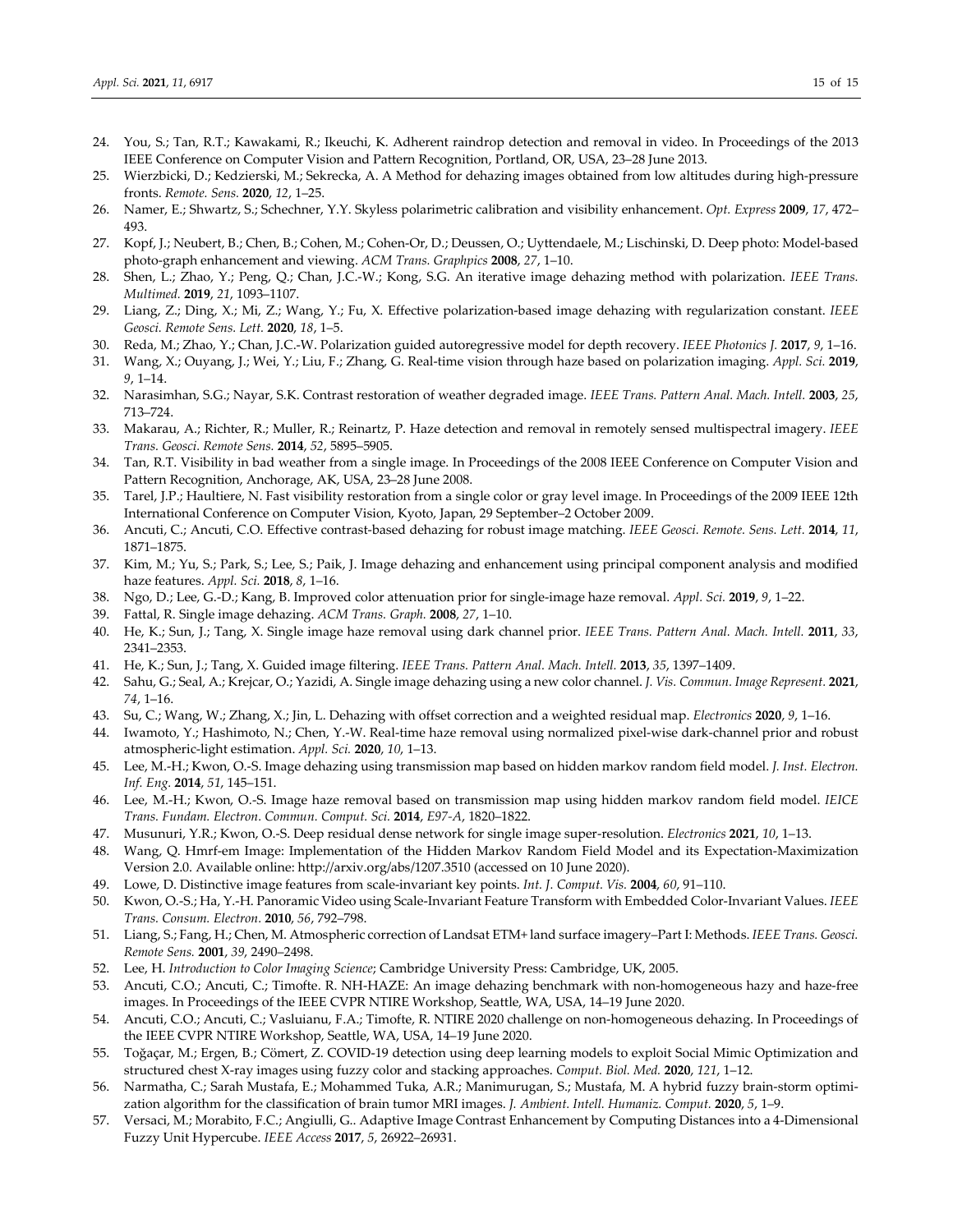24. You, S.; Tan, R.T.; Kawakami, R.; Ikeuchi, K. Adherent raindrop detection and removal in video. In Proceedings of the 2013 IEEE Conference on Computer Vision and Pattern Recognition, Portland, OR, USA, 23–28 June 2013.
25. Wierzbicki, D.; Kedzierski, M.; Sekrecka, A. A Method for dehazing images obtained from low altitudes during high-pressure fronts. *Remote. Sens.* **2020**, *12*, 1–25.
26. Namer, E.; Shwartz, S.; Schechner, Y.Y. Skyless polarimetric calibration and visibility enhancement. *Opt. Express* **2009**, *17*, 472–493.
27. Kopf, J.; Neubert, B.; Chen, B.; Cohen, M.; Cohen-Or, D.; Deussen, O.; Uyttendaele, M.; Lischinski, D. Deep photo: Model-based photo-graph enhancement and viewing. *ACM Trans. Graphpics* **2008**, *27*, 1–10.
28. Shen, L.; Zhao, Y.; Peng, Q.; Chan, J.C.-W.; Kong, S.G. An iterative image dehazing method with polarization. *IEEE Trans. Multimed.* **2019**, *21*, 1093–1107.
29. Liang, Z.; Ding, X.; Mi, Z.; Wang, Y.; Fu, X. Effective polarization-based image dehazing with regularization constant. *IEEE Geosci. Remote Sens. Lett.* **2020**, *18*, 1–5.
30. Reda, M.; Zhao, Y.; Chan, J.C.-W. Polarization guided autoregressive model for depth recovery. *IEEE Photonics J.* **2017**, *9*, 1–16.
31. Wang, X.; Ouyang, J.; Wei, Y.; Liu, F.; Zhang, G. Real-time vision through haze based on polarization imaging. *Appl. Sci.* **2019**, *9*, 1–14.
32. Narasimhan, S.G.; Nayar, S.K. Contrast restoration of weather degraded image. *IEEE Trans. Pattern Anal. Mach. Intell.* **2003**, *25*, 713–724.
33. Makarau, A.; Richter, R.; Muller, R.; Reinartz, P. Haze detection and removal in remotely sensed multispectral imagery. *IEEE Trans. Geosci. Remote Sens.* **2014**, *52*, 5895–5905.
34. Tan, R.T. Visibility in bad weather from a single image. In Proceedings of the 2008 IEEE Conference on Computer Vision and Pattern Recognition, Anchorage, AK, USA, 23–28 June 2008.
35. Tarel, J.P.; Haultiere, N. Fast visibility restoration from a single color or gray level image. In Proceedings of the 2009 IEEE 12th International Conference on Computer Vision, Kyoto, Japan, 29 September–2 October 2009.
36. Ancuti, C.; Ancuti, C.O. Effective contrast-based dehazing for robust image matching. *IEEE Geosci. Remote. Sens. Lett.* **2014**, *11*, 1871–1875.
37. Kim, M.; Yu, S.; Park, S.; Lee, S.; Paik, J. Image dehazing and enhancement using principal component analysis and modified haze features. *Appl. Sci.* **2018**, *8*, 1–16.
38. Ngo, D.; Lee, G.-D.; Kang, B. Improved color attenuation prior for single-image haze removal. *Appl. Sci.* **2019**, *9*, 1–22.
39. Fattal, R. Single image dehazing. *ACM Trans. Graph.* **2008**, *27*, 1–10.
40. He, K.; Sun, J.; Tang, X. Single image haze removal using dark channel prior. *IEEE Trans. Pattern Anal. Mach. Intell.* **2011**, *33*, 2341–2353.
41. He, K.; Sun, J.; Tang, X. Guided image filtering. *IEEE Trans. Pattern Anal. Mach. Intell.* **2013**, *35*, 1397–1409.
42. Sahu, G.; Seal, A.; Krejcar, O.; Yazidi, A. Single image dehazing using a new color channel. *J. Vis. Commun. Image Represent.* **2021**, *74*, 1–16.
43. Su, C.; Wang, W.; Zhang, X.; Jin, L. Dehazing with offset correction and a weighted residual map. *Electronics* **2020**, *9*, 1–16.
44. Iwamoto, Y.; Hashimoto, N.; Chen, Y.-W. Real-time haze removal using normalized pixel-wise dark-channel prior and robust atmospheric-light estimation. *Appl. Sci.* **2020**, *10*, 1–13.
45. Lee, M.-H.; Kwon, O.-S. Image dehazing using transmission map based on hidden markov random field model. *J. Inst. Electron. Inf. Eng.* **2014**, *51*, 145–151.
46. Lee, M.-H.; Kwon, O.-S. Image haze removal based on transmission map using hidden markov random field model. *IEICE Trans. Fundam. Electron. Commun. Comput. Sci.* **2014**, *E97-A*, 1820–1822.
47. Musunuri, Y.R.; Kwon, O.-S. Deep residual dense network for single image super-resolution. *Electronics* **2021**, *10*, 1–13.
48. Wang, Q. Hmrf-em Image: Implementation of the Hidden Markov Random Field Model and its Expectation-Maximization Version 2.0. Available online: http://arxiv.org/abs/1207.3510 (accessed on 10 June 2020).
49. Lowe, D. Distinctive image features from scale-invariant key points. *Int. J. Comput. Vis.* **2004**, *60*, 91–110.
50. Kwon, O.-S.; Ha, Y.-H. Panoramic Video using Scale-Invariant Feature Transform with Embedded Color-Invariant Values. *IEEE Trans. Consum. Electron.* **2010**, *56*, 792–798.
51. Liang, S.; Fang, H.; Chen, M. Atmospheric correction of Landsat ETM+ land surface imagery–Part I: Methods. *IEEE Trans. Geosci. Remote Sens.* **2001**, *39*, 2490–2498.
52. Lee, H. *Introduction to Color Imaging Science*; Cambridge University Press: Cambridge, UK, 2005.
53. Ancuti, C.O.; Ancuti, C.; Timofte. R. NH-HAZE: An image dehazing benchmark with non-homogeneous hazy and haze-free images. In Proceedings of the IEEE CVPR NTIRE Workshop, Seattle, WA, USA, 14–19 June 2020.
54. Ancuti, C.O.; Ancuti, C.; Vasluianu, F.A.; Timofte, R. NTIRE 2020 challenge on non-homogeneous dehazing. In Proceedings of the IEEE CVPR NTIRE Workshop, Seattle, WA, USA, 14–19 June 2020.
55. Toğaçar, M.; Ergen, B.; Cömert, Z. COVID-19 detection using deep learning models to exploit Social Mimic Optimization and structured chest X-ray images using fuzzy color and stacking approaches. *Comput. Biol. Med.* **2020**, *121*, 1–12.
56. Narmatha, C.; Sarah Mustafa, E.; Mohammed Tuka, A.R.; Manimurugan, S.; Mustafa, M. A hybrid fuzzy brain-storm optimization algorithm for the classification of brain tumor MRI images. *J. Ambient. Intell. Humaniz. Comput.* **2020**, *5*, 1–9.
57. Versaci, M.; Morabito, F.C.; Angiulli, G.. Adaptive Image Contrast Enhancement by Computing Distances into a 4-Dimensional Fuzzy Unit Hypercube. *IEEE Access* **2017**, *5*, 26922–26931.